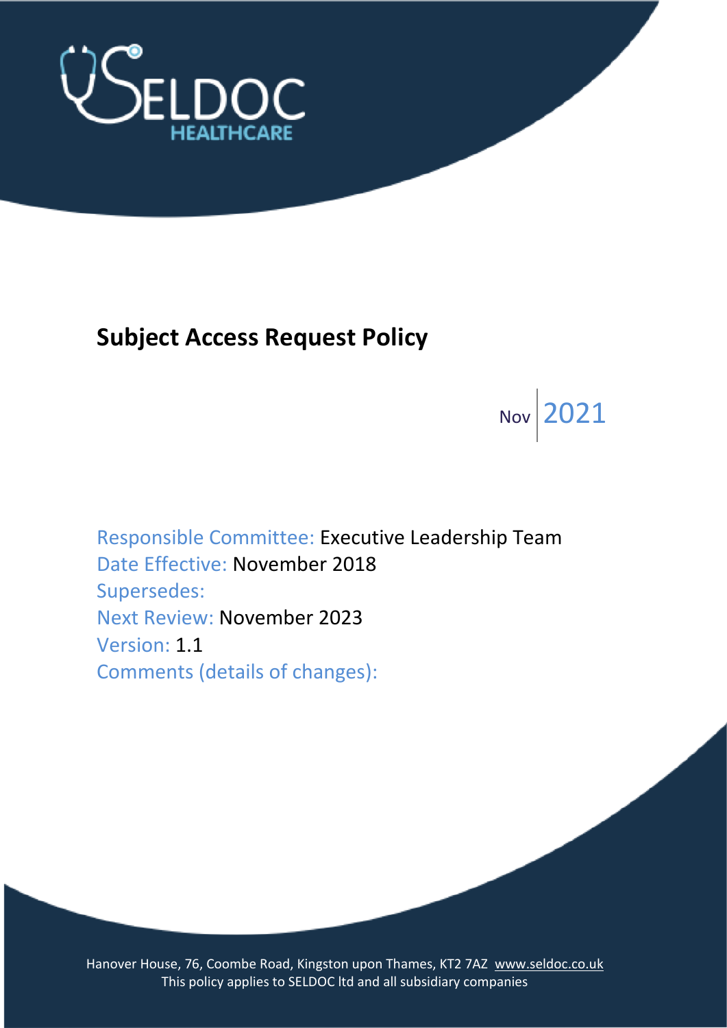SELDOC HEALTHCARE

# Subject Access Request Policy

Nov | 2021

Responsible Committee: Executive Leadership Team
Date Effective: November 2018
Supersedes:
Next Review: November 2023
Version: 1.1
Comments (details of changes):

Hanover House, 76, Coombe Road, Kingston upon Thames, KT2 7AZ www.seldoc.co.uk
This policy applies to SELDOC ltd and all subsidiary companies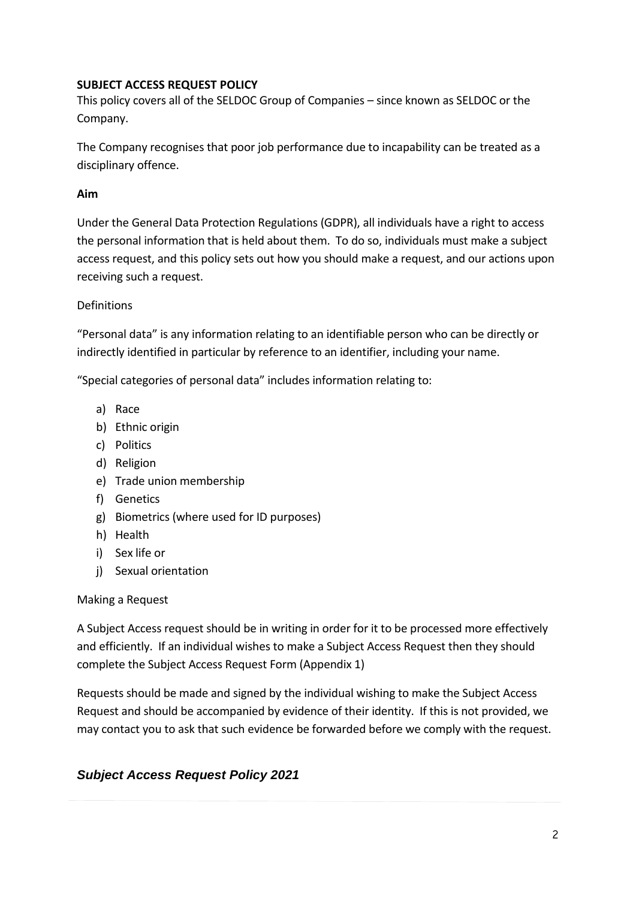**SUBJECT ACCESS REQUEST POLICY**

This policy covers all of the SELDOC Group of Companies – since known as SELDOC or the Company.

The Company recognises that poor job performance due to incapability can be treated as a disciplinary offence.

**Aim**

Under the General Data Protection Regulations (GDPR), all individuals have a right to access the personal information that is held about them. To do so, individuals must make a subject access request, and this policy sets out how you should make a request, and our actions upon receiving such a request.

Definitions

"Personal data" is any information relating to an identifiable person who can be directly or indirectly identified in particular by reference to an identifier, including your name.

"Special categories of personal data" includes information relating to:

a) Race
b) Ethnic origin
c) Politics
d) Religion
e) Trade union membership
f) Genetics
g) Biometrics (where used for ID purposes)
h) Health
i) Sex life or
j) Sexual orientation

Making a Request

A Subject Access request should be in writing in order for it to be processed more effectively and efficiently. If an individual wishes to make a Subject Access Request then they should complete the Subject Access Request Form (Appendix 1)

Requests should be made and signed by the individual wishing to make the Subject Access Request and should be accompanied by evidence of their identity. If this is not provided, we may contact you to ask that such evidence be forwarded before we comply with the request.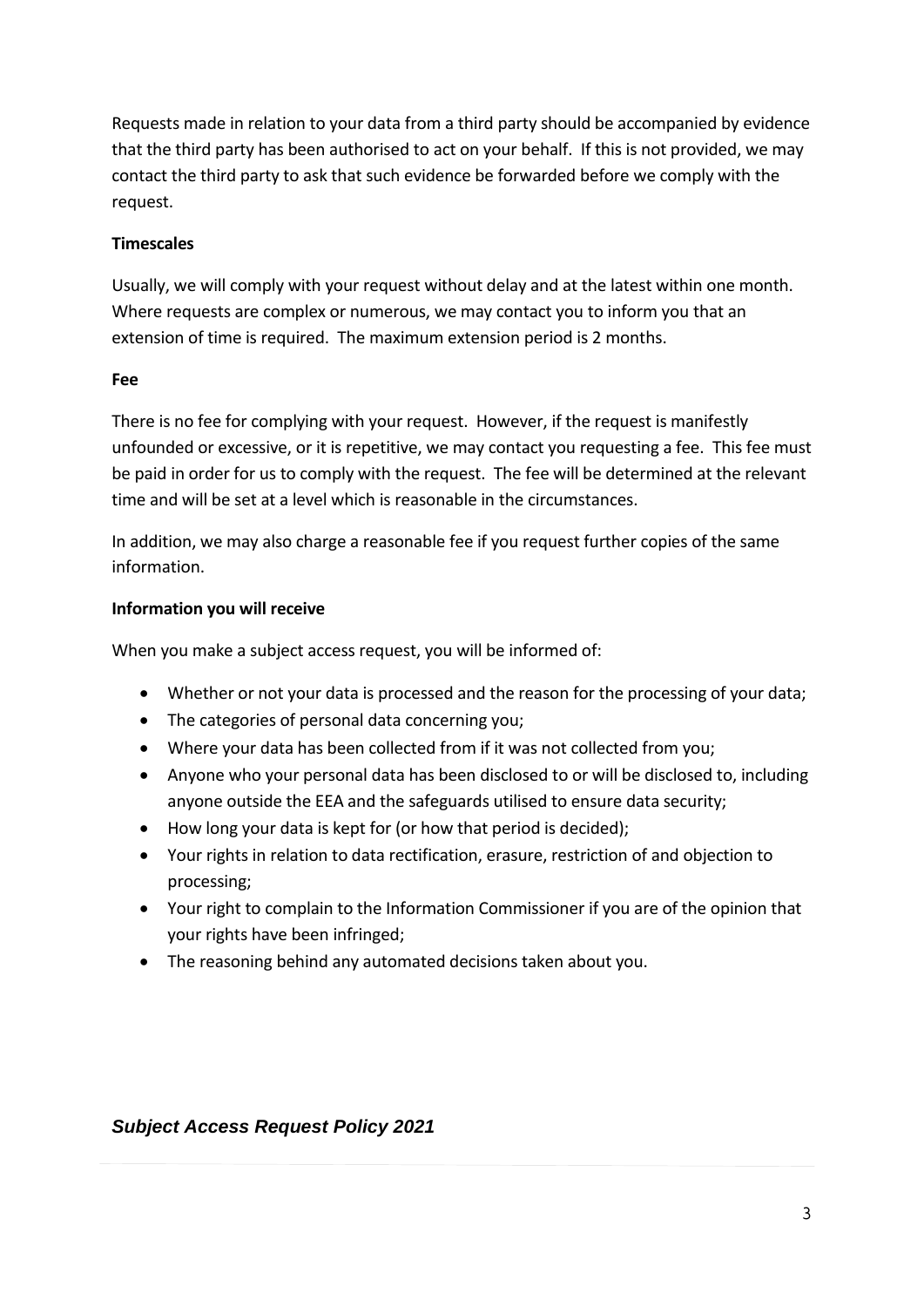Requests made in relation to your data from a third party should be accompanied by evidence that the third party has been authorised to act on your behalf. If this is not provided, we may contact the third party to ask that such evidence be forwarded before we comply with the request.

**Timescales**

Usually, we will comply with your request without delay and at the latest within one month. Where requests are complex or numerous, we may contact you to inform you that an extension of time is required. The maximum extension period is 2 months.

**Fee**

There is no fee for complying with your request. However, if the request is manifestly unfounded or excessive, or it is repetitive, we may contact you requesting a fee. This fee must be paid in order for us to comply with the request. The fee will be determined at the relevant time and will be set at a level which is reasonable in the circumstances.

In addition, we may also charge a reasonable fee if you request further copies of the same information.

**Information you will receive**

When you make a subject access request, you will be informed of:

- Whether or not your data is processed and the reason for the processing of your data;
- The categories of personal data concerning you;
- Where your data has been collected from if it was not collected from you;
- Anyone who your personal data has been disclosed to or will be disclosed to, including anyone outside the EEA and the safeguards utilised to ensure data security;
- How long your data is kept for (or how that period is decided);
- Your rights in relation to data rectification, erasure, restriction of and objection to processing;
- Your right to complain to the Information Commissioner if you are of the opinion that your rights have been infringed;
- The reasoning behind any automated decisions taken about you.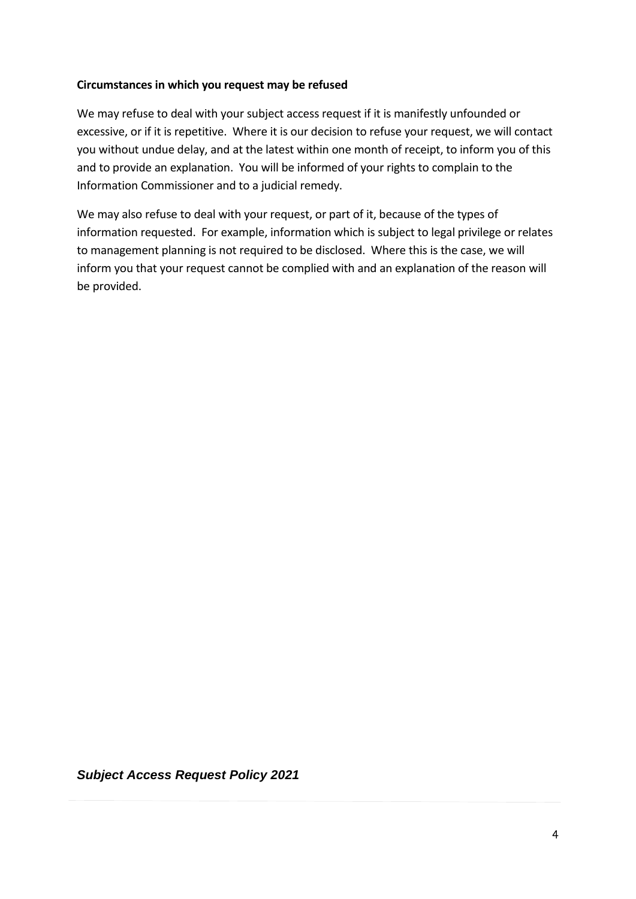**Circumstances in which you request may be refused**

We may refuse to deal with your subject access request if it is manifestly unfounded or excessive, or if it is repetitive. Where it is our decision to refuse your request, we will contact you without undue delay, and at the latest within one month of receipt, to inform you of this and to provide an explanation. You will be informed of your rights to complain to the Information Commissioner and to a judicial remedy.

We may also refuse to deal with your request, or part of it, because of the types of information requested. For example, information which is subject to legal privilege or relates to management planning is not required to be disclosed. Where this is the case, we will inform you that your request cannot be complied with and an explanation of the reason will be provided.